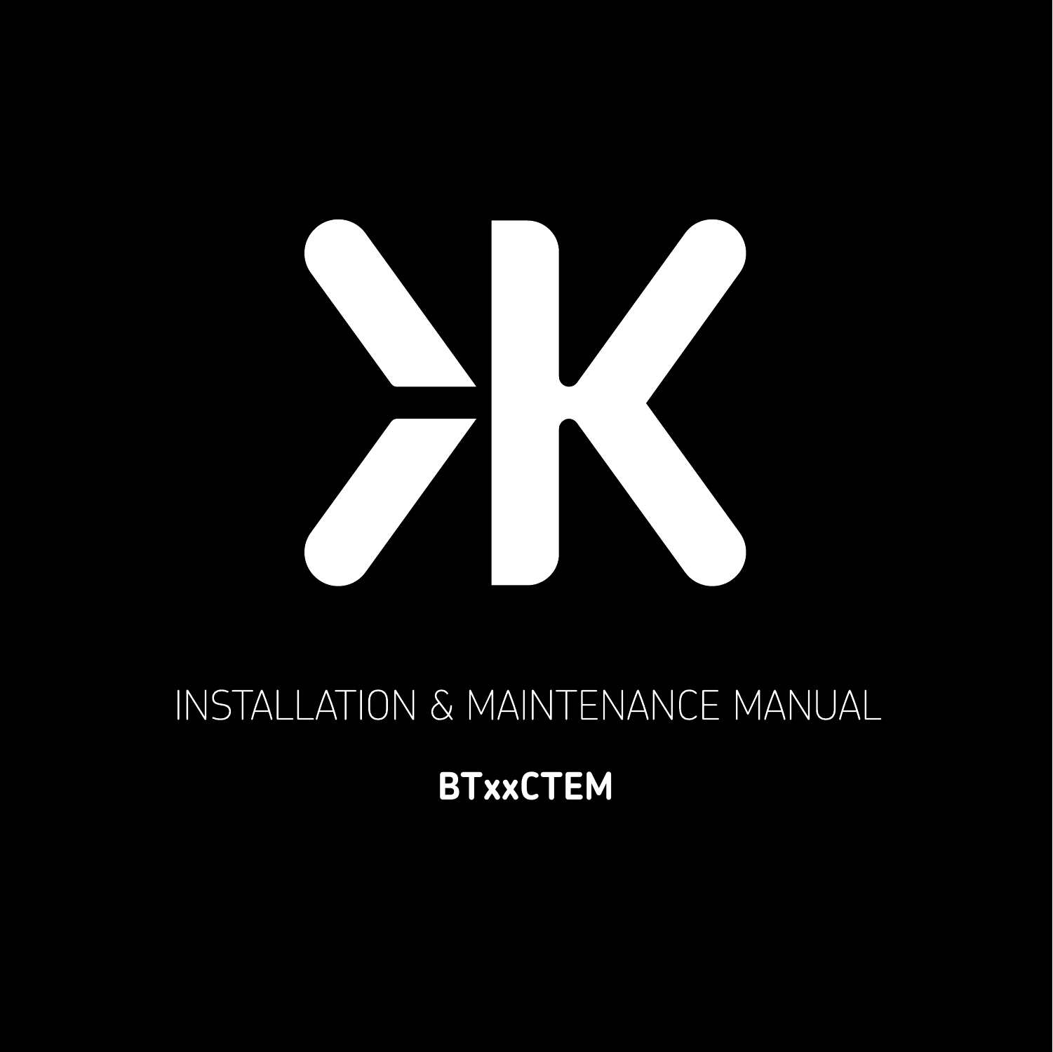# INSTALLATION & MAINTENANCE MANUAL

**BTxxCTEM**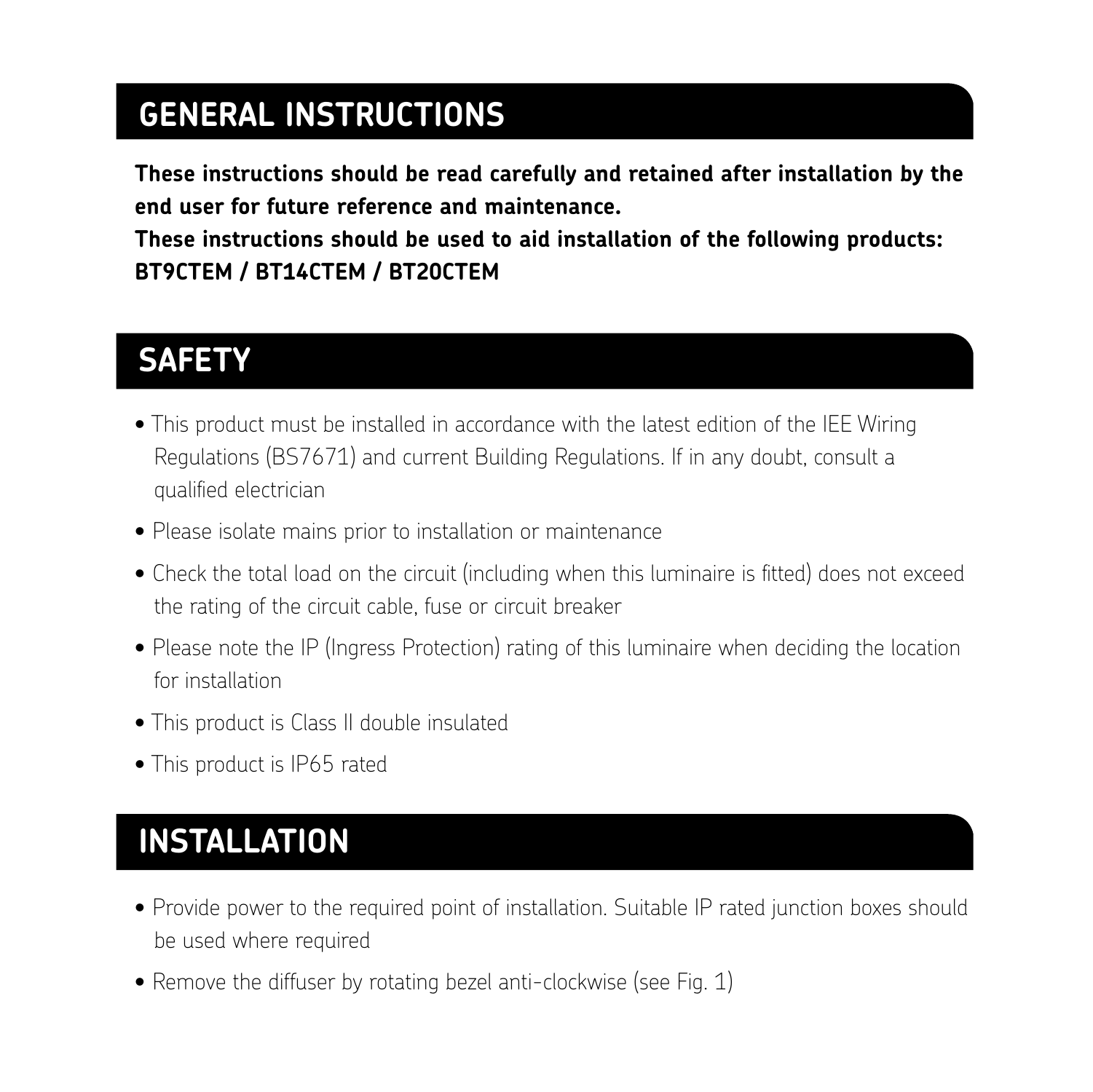## GENERAL INSTRUCTIONS

**These instructions should be read carefully and retained after installation by the end user for future reference and maintenance.**
**These instructions should be used to aid installation of the following products: BT9CTEM / BT14CTEM / BT20CTEM**

## SAFETY

- This product must be installed in accordance with the latest edition of the IEE Wiring Regulations (BS7671) and current Building Regulations. If in any doubt, consult a qualified electrician
- Please isolate mains prior to installation or maintenance
- Check the total load on the circuit (including when this luminaire is fitted) does not exceed the rating of the circuit cable, fuse or circuit breaker
- Please note the IP (Ingress Protection) rating of this luminaire when deciding the location for installation
- This product is Class II double insulated
- This product is IP65 rated

## INSTALLATION

- Provide power to the required point of installation. Suitable IP rated junction boxes should be used where required
- Remove the diffuser by rotating bezel anti-clockwise (see Fig. 1)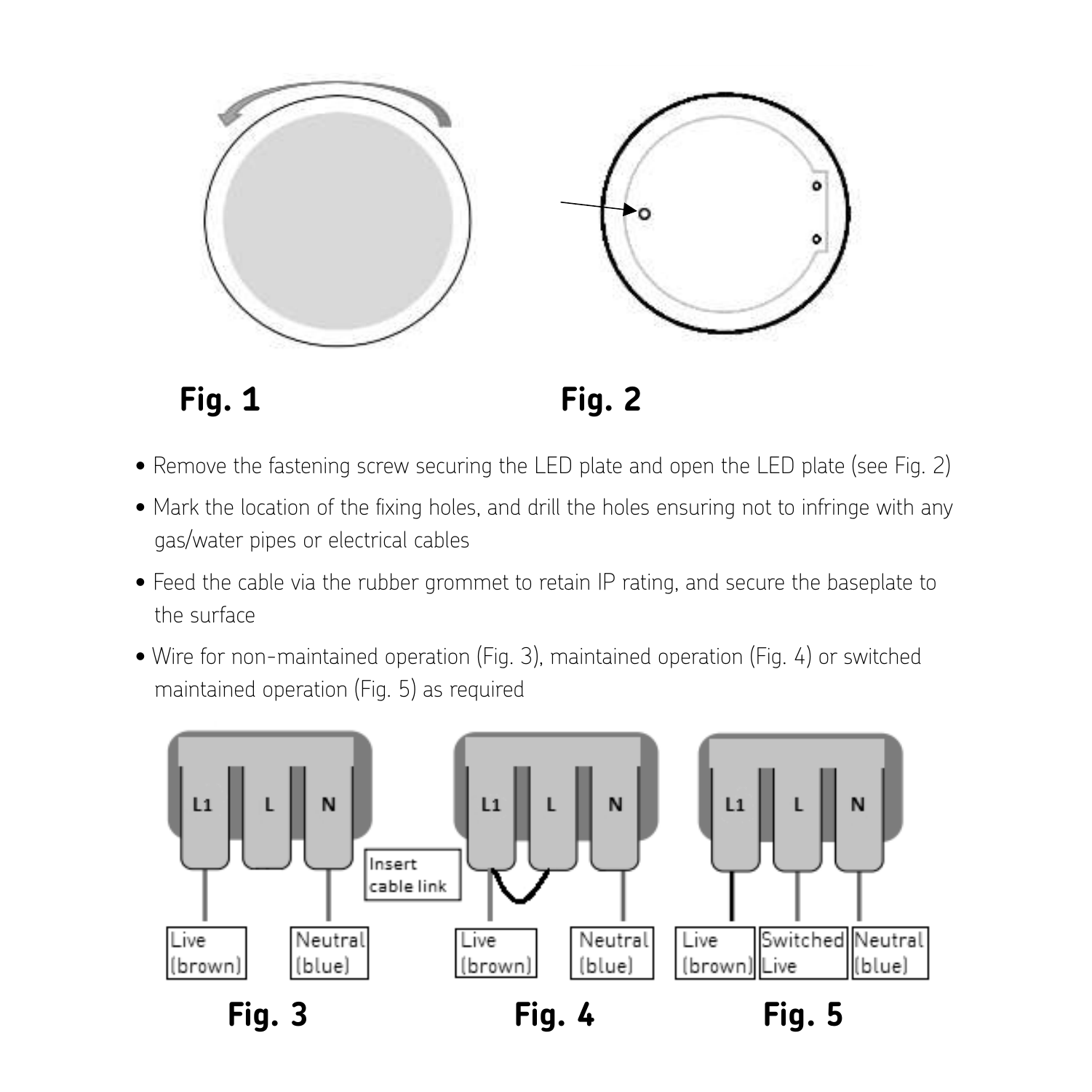**Fig. 1**

**Fig. 2**

- Remove the fastening screw securing the LED plate and open the LED plate (see Fig. 2)
- Mark the location of the fixing holes, and drill the holes ensuring not to infringe with any gas/water pipes or electrical cables
- Feed the cable via the rubber grommet to retain IP rating, and secure the baseplate to the surface
- Wire for non-maintained operation (Fig. 3), maintained operation (Fig. 4) or switched maintained operation (Fig. 5) as required

L1 L L N

Live (brown) Neutral (blue)

**Fig. 3**

L1 L N

Insert cable link

Live (brown) Neutral (blue)

**Fig. 4**

L1 L N

Live (brown) Switched Live Neutral (blue)

**Fig. 5**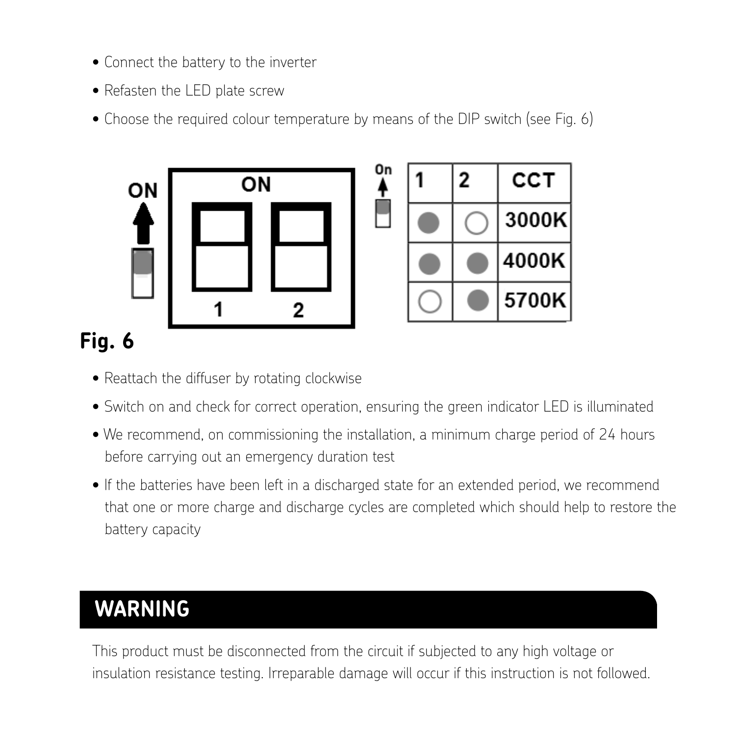- Connect the battery to the inverter
- Refasten the LED plate screw
- Choose the required colour temperature by means of the DIP switch (see Fig. 6)

| 1 | 2 | CCT |
|---|---|---|
| ● | ○ | 3000K |
| ● | ● | 4000K |
| ○ | ● | 5700K |

**Fig. 6**

- Reattach the diffuser by rotating clockwise
- Switch on and check for correct operation, ensuring the green indicator LED is illuminated
- We recommend, on commissioning the installation, a minimum charge period of 24 hours before carrying out an emergency duration test
- If the batteries have been left in a discharged state for an extended period, we recommend that one or more charge and discharge cycles are completed which should help to restore the battery capacity

## WARNING

This product must be disconnected from the circuit if subjected to any high voltage or insulation resistance testing. Irreparable damage will occur if this instruction is not followed.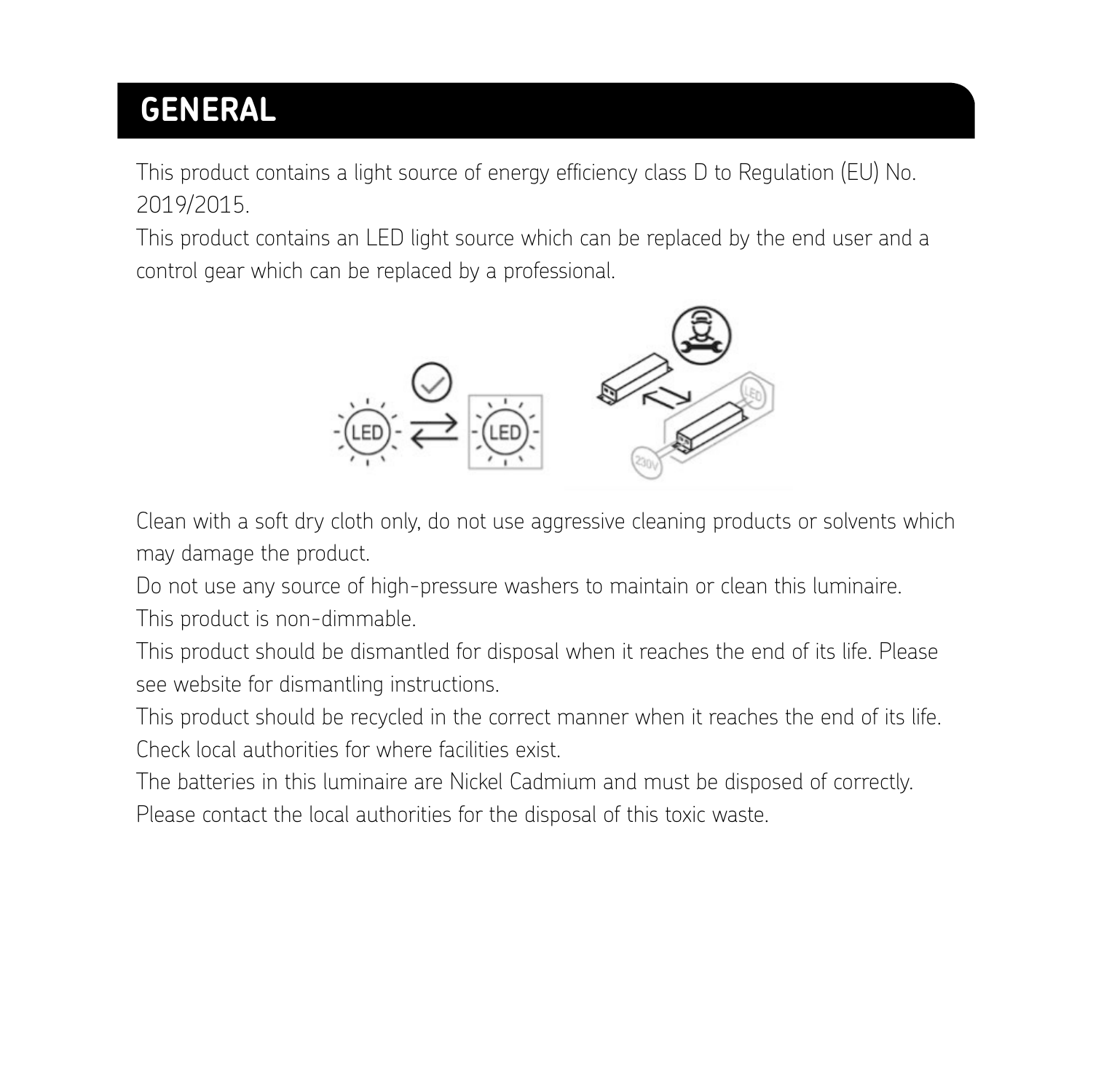## GENERAL

This product contains a light source of energy efficiency class D to Regulation (EU) No. 2019/2015.

This product contains an LED light source which can be replaced by the end user and a control gear which can be replaced by a professional.

Clean with a soft dry cloth only, do not use aggressive cleaning products or solvents which may damage the product.

Do not use any source of high-pressure washers to maintain or clean this luminaire.

This product is non-dimmable.

This product should be dismantled for disposal when it reaches the end of its life. Please see website for dismantling instructions.

This product should be recycled in the correct manner when it reaches the end of its life. Check local authorities for where facilities exist.

The batteries in this luminaire are Nickel Cadmium and must be disposed of correctly. Please contact the local authorities for the disposal of this toxic waste.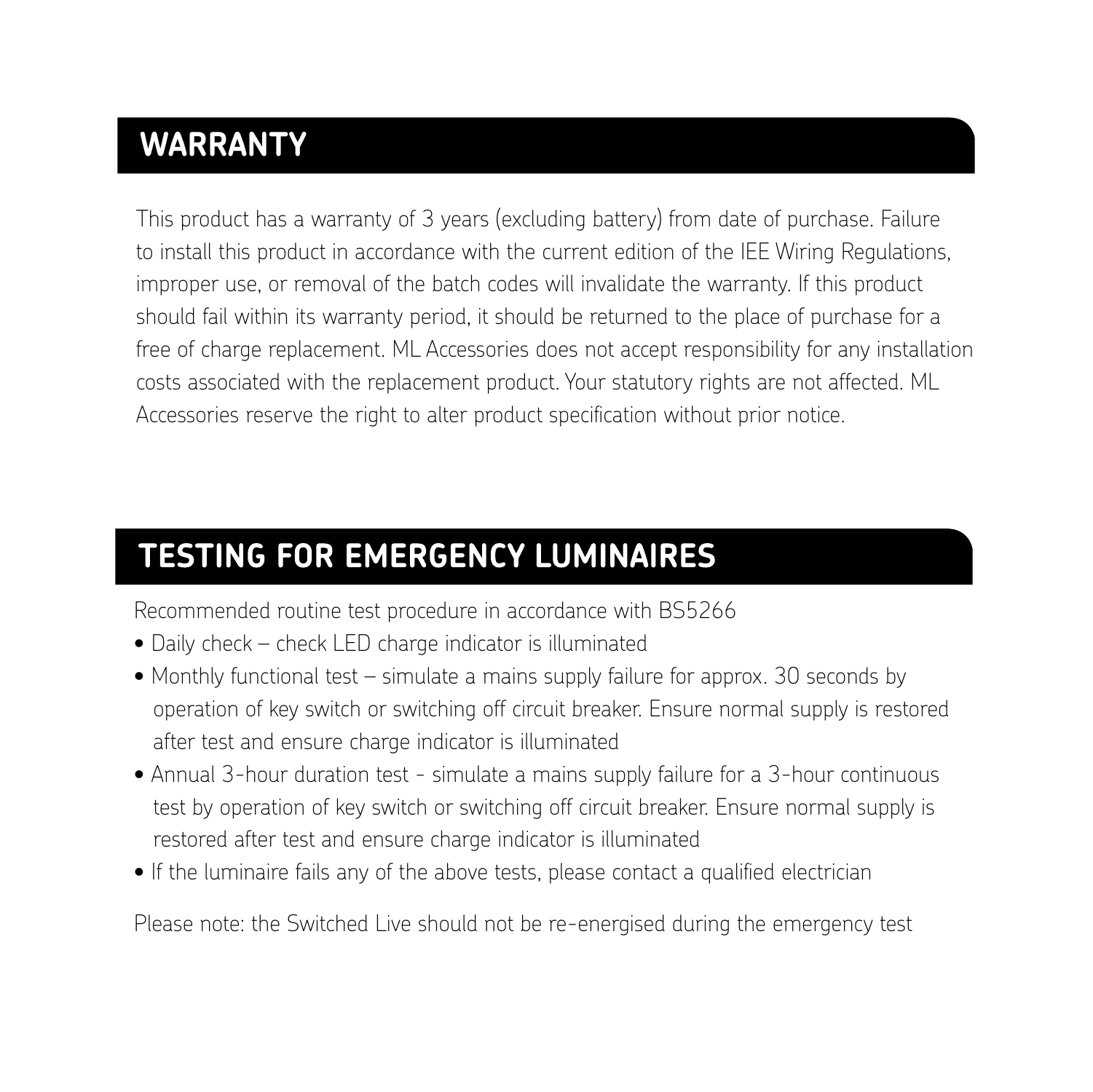## WARRANTY

This product has a warranty of 3 years (excluding battery) from date of purchase. Failure to install this product in accordance with the current edition of the IEE Wiring Regulations, improper use, or removal of the batch codes will invalidate the warranty. If this product should fail within its warranty period, it should be returned to the place of purchase for a free of charge replacement. ML Accessories does not accept responsibility for any installation costs associated with the replacement product. Your statutory rights are not affected. ML Accessories reserve the right to alter product specification without prior notice.

## TESTING FOR EMERGENCY LUMINAIRES

Recommended routine test procedure in accordance with BS5266

- Daily check – check LED charge indicator is illuminated
- Monthly functional test – simulate a mains supply failure for approx. 30 seconds by operation of key switch or switching off circuit breaker. Ensure normal supply is restored after test and ensure charge indicator is illuminated
- Annual 3-hour duration test - simulate a mains supply failure for a 3-hour continuous test by operation of key switch or switching off circuit breaker. Ensure normal supply is restored after test and ensure charge indicator is illuminated
- If the luminaire fails any of the above tests, please contact a qualified electrician

Please note: the Switched Live should not be re-energised during the emergency test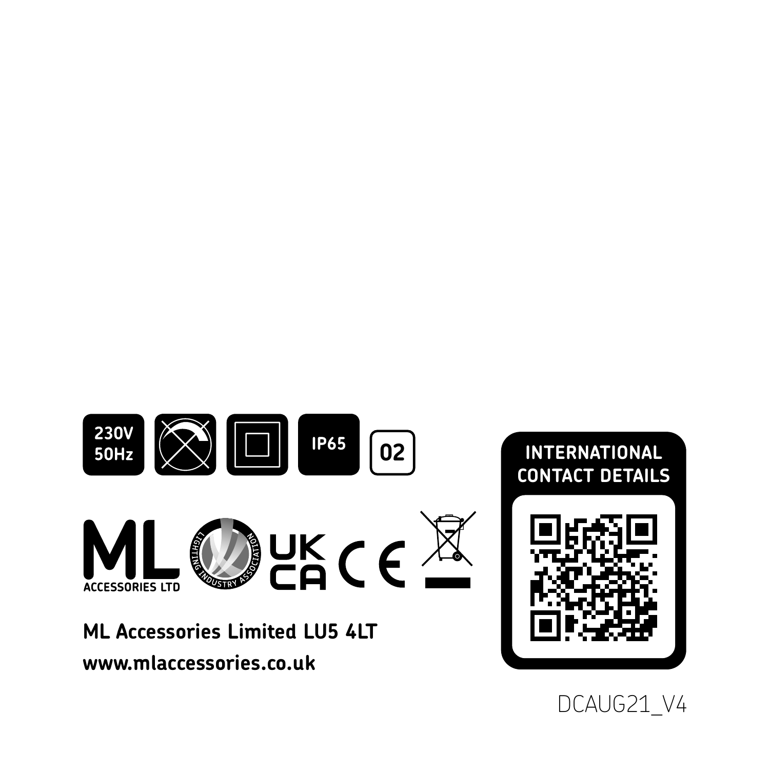230V
50Hz

IP65

02

ML
ACCESSORIES LTD

LIGHTING INDUSTRY ASSOCIATION

UK
CA

CE

**ML Accessories Limited LU5 4LT**

**www.mlaccessories.co.uk**

**INTERNATIONAL CONTACT DETAILS**

DCAUG21_V4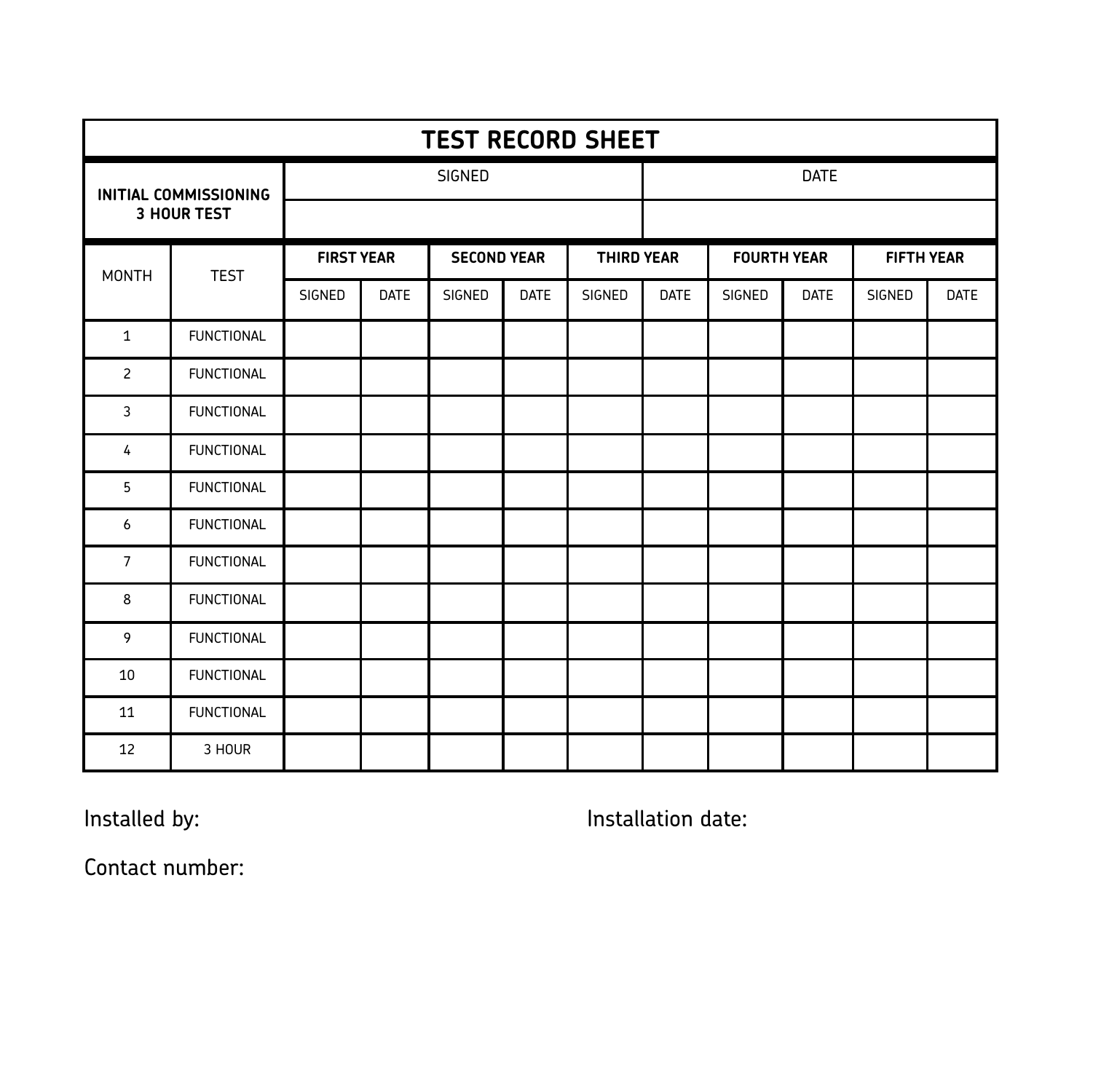# TEST RECORD SHEET

| INITIAL COMMISSIONING 3 HOUR TEST | SIGNED | DATE |
| --- | --- | --- |
| | | |

| MONTH | TEST | FIRST YEAR | | SECOND YEAR | | THIRD YEAR | | FOURTH YEAR | | FIFTH YEAR | |
| --- | --- | --- | --- | --- | --- | --- | --- | --- | --- | --- | --- |
| | | SIGNED | DATE | SIGNED | DATE | SIGNED | DATE | SIGNED | DATE | SIGNED | DATE |
| 1 | FUNCTIONAL | | | | | | | | | | |
| 2 | FUNCTIONAL | | | | | | | | | | |
| 3 | FUNCTIONAL | | | | | | | | | | |
| 4 | FUNCTIONAL | | | | | | | | | | |
| 5 | FUNCTIONAL | | | | | | | | | | |
| 6 | FUNCTIONAL | | | | | | | | | | |
| 7 | FUNCTIONAL | | | | | | | | | | |
| 8 | FUNCTIONAL | | | | | | | | | | |
| 9 | FUNCTIONAL | | | | | | | | | | |
| 10 | FUNCTIONAL | | | | | | | | | | |
| 11 | FUNCTIONAL | | | | | | | | | | |
| 12 | 3 HOUR | | | | | | | | | | |

Installed by:

Installation date:

Contact number: